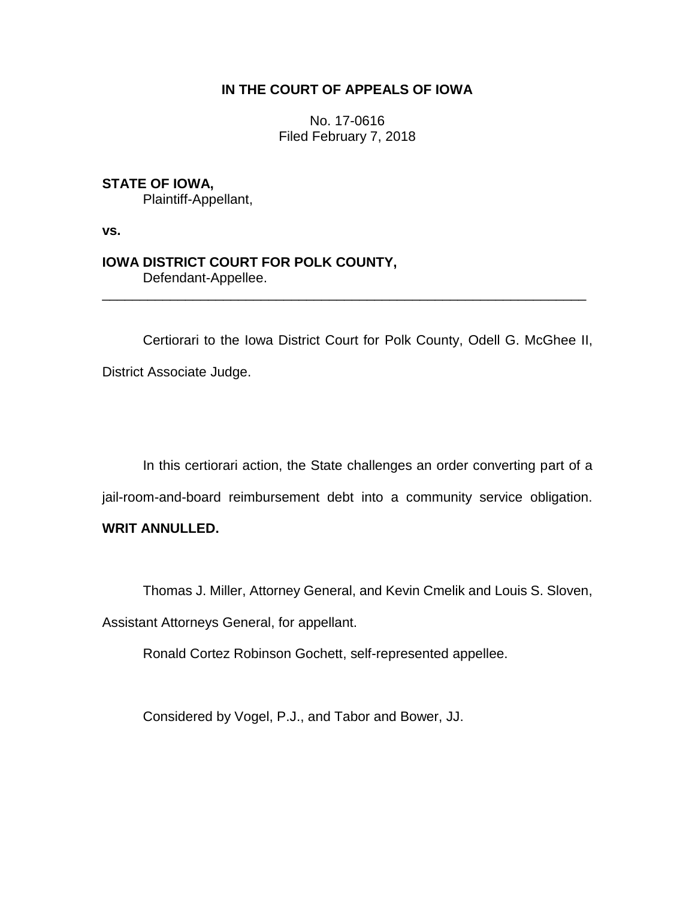**IN THE COURT OF APPEALS OF IOWA**

No. 17-0616
Filed February 7, 2018

**STATE OF IOWA,**
Plaintiff-Appellant,

**vs.**

**IOWA DISTRICT COURT FOR POLK COUNTY,**
Defendant-Appellee.

---

Certiorari to the Iowa District Court for Polk County, Odell G. McGhee II, District Associate Judge.

In this certiorari action, the State challenges an order converting part of a jail-room-and-board reimbursement debt into a community service obligation. **WRIT ANNULLED.**

Thomas J. Miller, Attorney General, and Kevin Cmelik and Louis S. Sloven, Assistant Attorneys General, for appellant.

Ronald Cortez Robinson Gochett, self-represented appellee.

Considered by Vogel, P.J., and Tabor and Bower, JJ.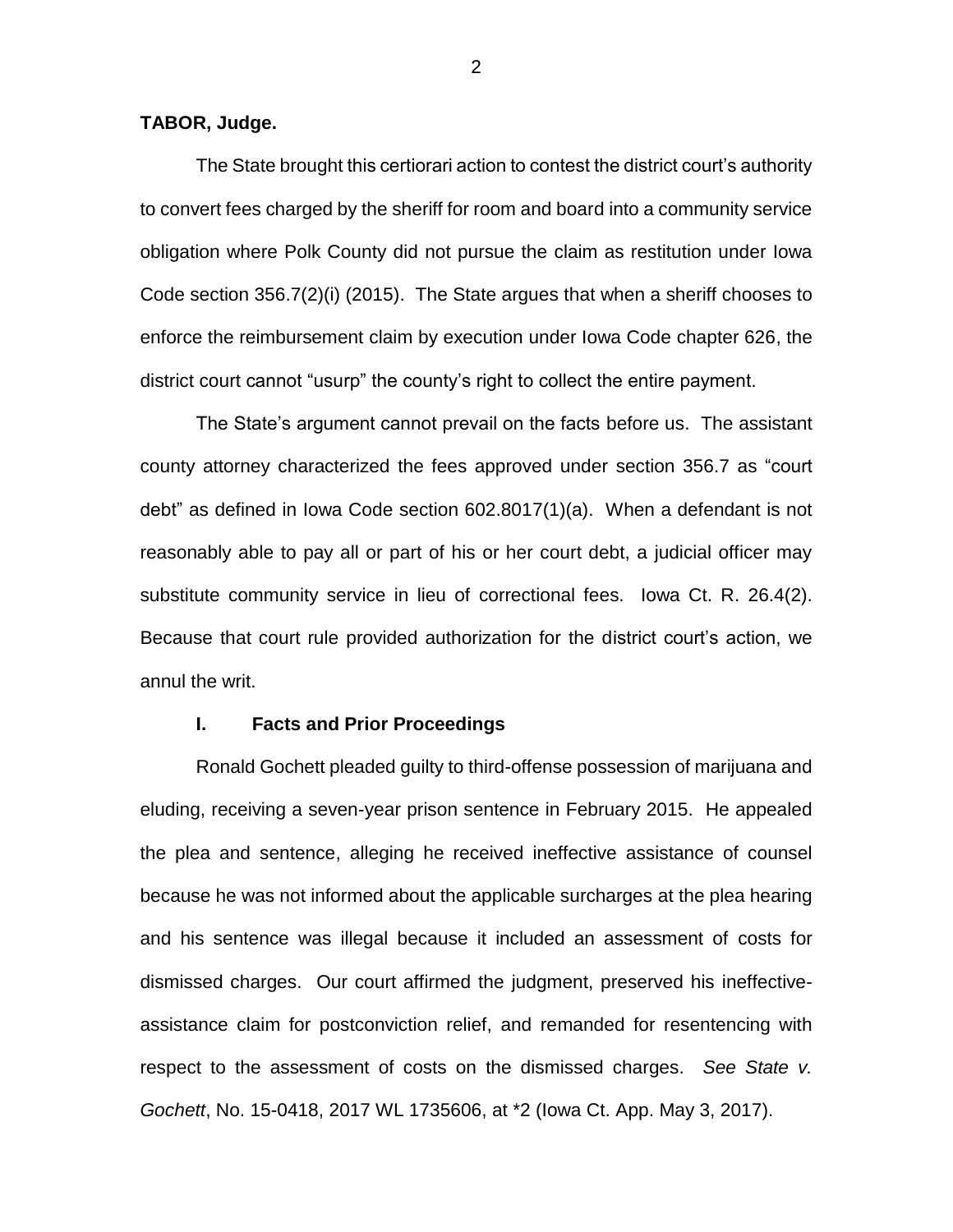**TABOR, Judge.**

The State brought this certiorari action to contest the district court's authority to convert fees charged by the sheriff for room and board into a community service obligation where Polk County did not pursue the claim as restitution under Iowa Code section 356.7(2)(i) (2015). The State argues that when a sheriff chooses to enforce the reimbursement claim by execution under Iowa Code chapter 626, the district court cannot "usurp" the county's right to collect the entire payment.

The State's argument cannot prevail on the facts before us. The assistant county attorney characterized the fees approved under section 356.7 as "court debt" as defined in Iowa Code section 602.8017(1)(a). When a defendant is not reasonably able to pay all or part of his or her court debt, a judicial officer may substitute community service in lieu of correctional fees. Iowa Ct. R. 26.4(2). Because that court rule provided authorization for the district court's action, we annul the writ.

## I. Facts and Prior Proceedings

Ronald Gochett pleaded guilty to third-offense possession of marijuana and eluding, receiving a seven-year prison sentence in February 2015. He appealed the plea and sentence, alleging he received ineffective assistance of counsel because he was not informed about the applicable surcharges at the plea hearing and his sentence was illegal because it included an assessment of costs for dismissed charges. Our court affirmed the judgment, preserved his ineffective-assistance claim for postconviction relief, and remanded for resentencing with respect to the assessment of costs on the dismissed charges. *See State v. Gochett*, No. 15-0418, 2017 WL 1735606, at *2 (Iowa Ct. App. May 3, 2017).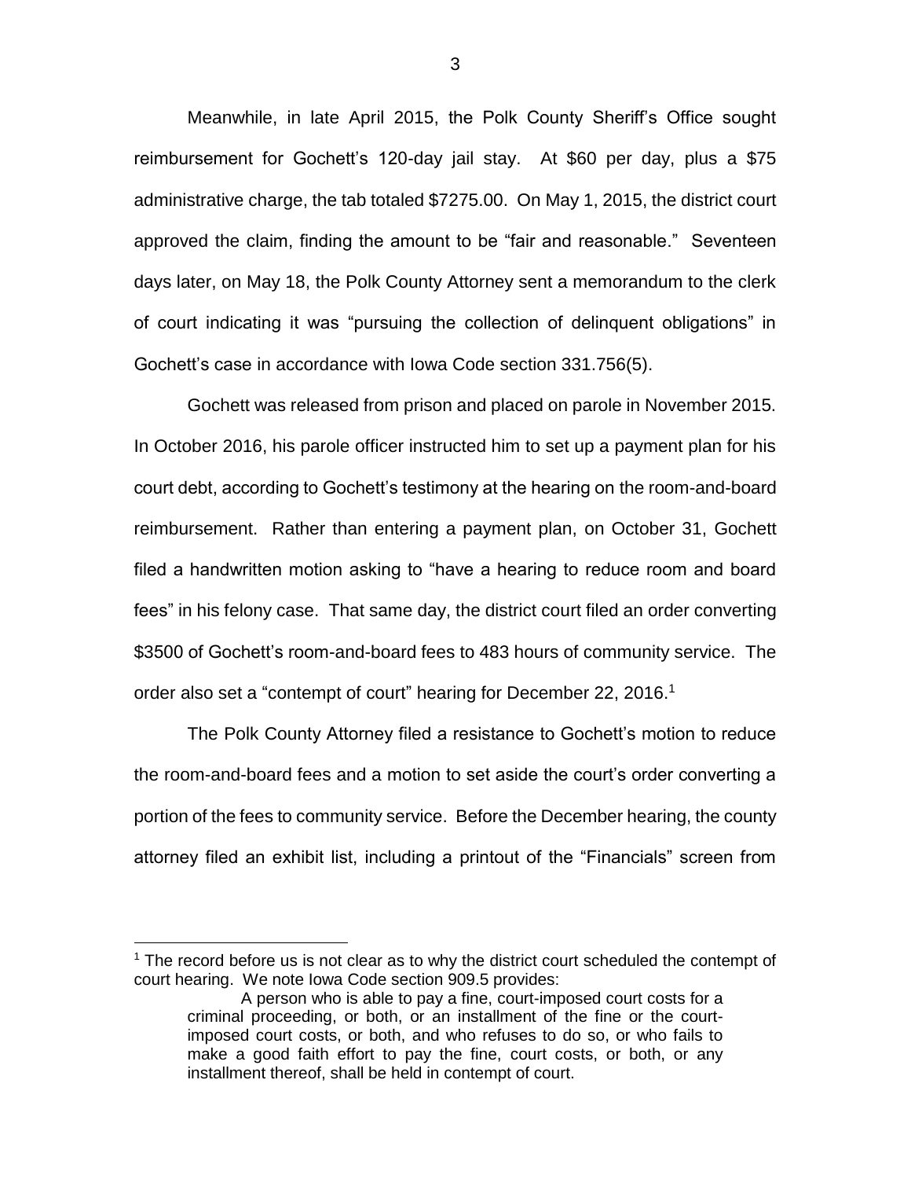Meanwhile, in late April 2015, the Polk County Sheriff's Office sought reimbursement for Gochett's 120-day jail stay. At $60 per day, plus a $75 administrative charge, the tab totaled $7275.00. On May 1, 2015, the district court approved the claim, finding the amount to be "fair and reasonable." Seventeen days later, on May 18, the Polk County Attorney sent a memorandum to the clerk of court indicating it was "pursuing the collection of delinquent obligations" in Gochett's case in accordance with Iowa Code section 331.756(5).

Gochett was released from prison and placed on parole in November 2015. In October 2016, his parole officer instructed him to set up a payment plan for his court debt, according to Gochett's testimony at the hearing on the room-and-board reimbursement. Rather than entering a payment plan, on October 31, Gochett filed a handwritten motion asking to "have a hearing to reduce room and board fees" in his felony case. That same day, the district court filed an order converting $3500 of Gochett's room-and-board fees to 483 hours of community service. The order also set a "contempt of court" hearing for December 22, 2016.[1]

The Polk County Attorney filed a resistance to Gochett's motion to reduce the room-and-board fees and a motion to set aside the court's order converting a portion of the fees to community service. Before the December hearing, the county attorney filed an exhibit list, including a printout of the "Financials" screen from

---

[1] The record before us is not clear as to why the district court scheduled the contempt of court hearing. We note Iowa Code section 909.5 provides:

> A person who is able to pay a fine, court-imposed court costs for a criminal proceeding, or both, or an installment of the fine or the court-imposed court costs, or both, and who refuses to do so, or who fails to make a good faith effort to pay the fine, court costs, or both, or any installment thereof, shall be held in contempt of court.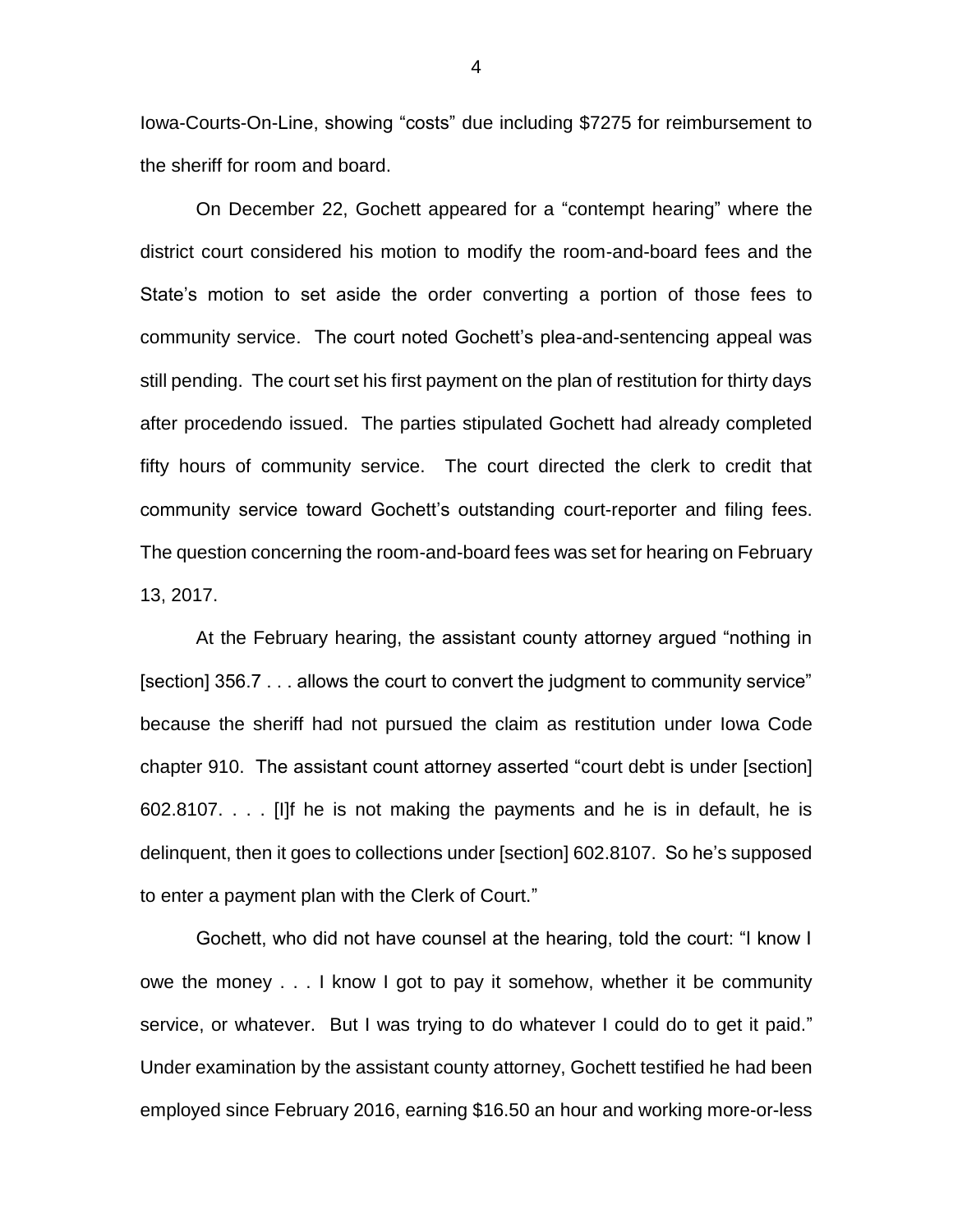Iowa-Courts-On-Line, showing "costs" due including $7275 for reimbursement to the sheriff for room and board.

On December 22, Gochett appeared for a "contempt hearing" where the district court considered his motion to modify the room-and-board fees and the State's motion to set aside the order converting a portion of those fees to community service. The court noted Gochett's plea-and-sentencing appeal was still pending. The court set his first payment on the plan of restitution for thirty days after procedendo issued. The parties stipulated Gochett had already completed fifty hours of community service. The court directed the clerk to credit that community service toward Gochett's outstanding court-reporter and filing fees. The question concerning the room-and-board fees was set for hearing on February 13, 2017.

At the February hearing, the assistant county attorney argued "nothing in [section] 356.7 . . . allows the court to convert the judgment to community service" because the sheriff had not pursued the claim as restitution under Iowa Code chapter 910. The assistant count attorney asserted "court debt is under [section] 602.8107. . . . [I]f he is not making the payments and he is in default, he is delinquent, then it goes to collections under [section] 602.8107. So he's supposed to enter a payment plan with the Clerk of Court."

Gochett, who did not have counsel at the hearing, told the court: "I know I owe the money . . . I know I got to pay it somehow, whether it be community service, or whatever. But I was trying to do whatever I could do to get it paid." Under examination by the assistant county attorney, Gochett testified he had been employed since February 2016, earning $16.50 an hour and working more-or-less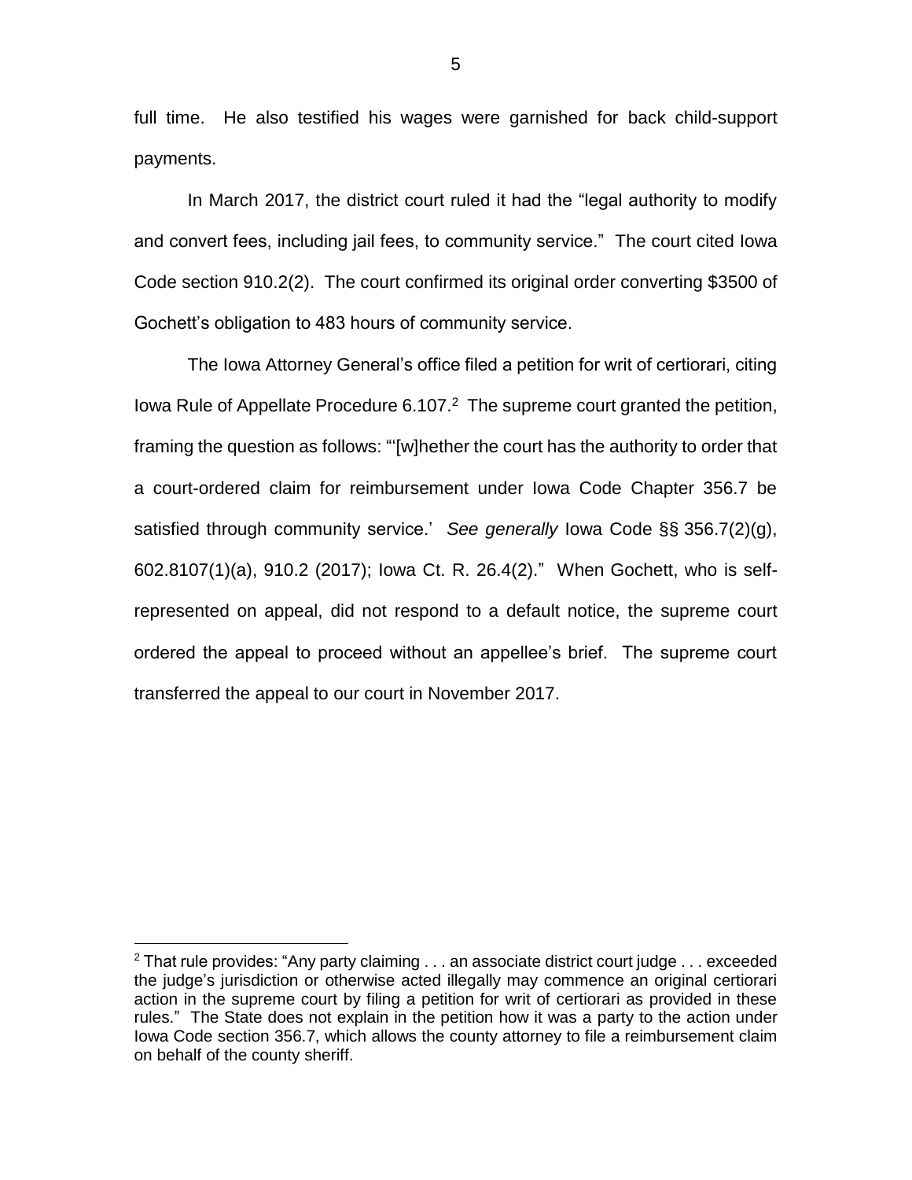full time. He also testified his wages were garnished for back child-support payments.

In March 2017, the district court ruled it had the "legal authority to modify and convert fees, including jail fees, to community service." The court cited Iowa Code section 910.2(2). The court confirmed its original order converting $3500 of Gochett's obligation to 483 hours of community service.

The Iowa Attorney General's office filed a petition for writ of certiorari, citing Iowa Rule of Appellate Procedure 6.107.[2] The supreme court granted the petition, framing the question as follows: "'[w]hether the court has the authority to order that a court-ordered claim for reimbursement under Iowa Code Chapter 356.7 be satisfied through community service.' *See generally* Iowa Code §§ 356.7(2)(g), 602.8107(1)(a), 910.2 (2017); Iowa Ct. R. 26.4(2)." When Gochett, who is self-represented on appeal, did not respond to a default notice, the supreme court ordered the appeal to proceed without an appellee's brief. The supreme court transferred the appeal to our court in November 2017.

[2] That rule provides: "Any party claiming . . . an associate district court judge . . . exceeded the judge's jurisdiction or otherwise acted illegally may commence an original certiorari action in the supreme court by filing a petition for writ of certiorari as provided in these rules." The State does not explain in the petition how it was a party to the action under Iowa Code section 356.7, which allows the county attorney to file a reimbursement claim on behalf of the county sheriff.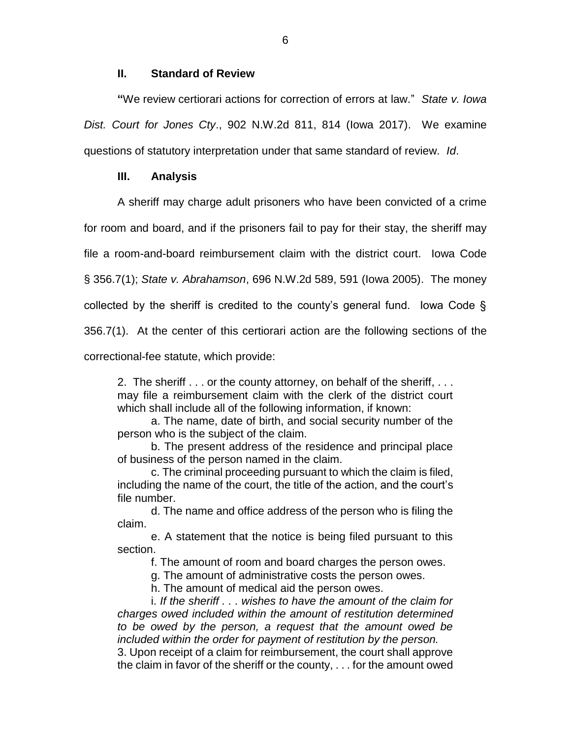## II. Standard of Review

"We review certiorari actions for correction of errors at law." *State v. Iowa Dist. Court for Jones Cty*., 902 N.W.2d 811, 814 (Iowa 2017). We examine questions of statutory interpretation under that same standard of review. *Id*.

## III. Analysis

A sheriff may charge adult prisoners who have been convicted of a crime for room and board, and if the prisoners fail to pay for their stay, the sheriff may file a room-and-board reimbursement claim with the district court. Iowa Code § 356.7(1); *State v. Abrahamson*, 696 N.W.2d 589, 591 (Iowa 2005). The money collected by the sheriff is credited to the county's general fund. Iowa Code § 356.7(1). At the center of this certiorari action are the following sections of the correctional-fee statute, which provide:

> 2. The sheriff . . . or the county attorney, on behalf of the sheriff, . . . may file a reimbursement claim with the clerk of the district court which shall include all of the following information, if known:
>
> a. The name, date of birth, and social security number of the person who is the subject of the claim.
>
> b. The present address of the residence and principal place of business of the person named in the claim.
>
> c. The criminal proceeding pursuant to which the claim is filed, including the name of the court, the title of the action, and the court's file number.
>
> d. The name and office address of the person who is filing the claim.
>
> e. A statement that the notice is being filed pursuant to this section.
>
> f. The amount of room and board charges the person owes.
>
> g. The amount of administrative costs the person owes.
>
> h. The amount of medical aid the person owes.
>
> i. *If the sheriff . . . wishes to have the amount of the claim for charges owed included within the amount of restitution determined to be owed by the person, a request that the amount owed be included within the order for payment of restitution by the person.*
>
> 3. Upon receipt of a claim for reimbursement, the court shall approve the claim in favor of the sheriff or the county, . . . for the amount owed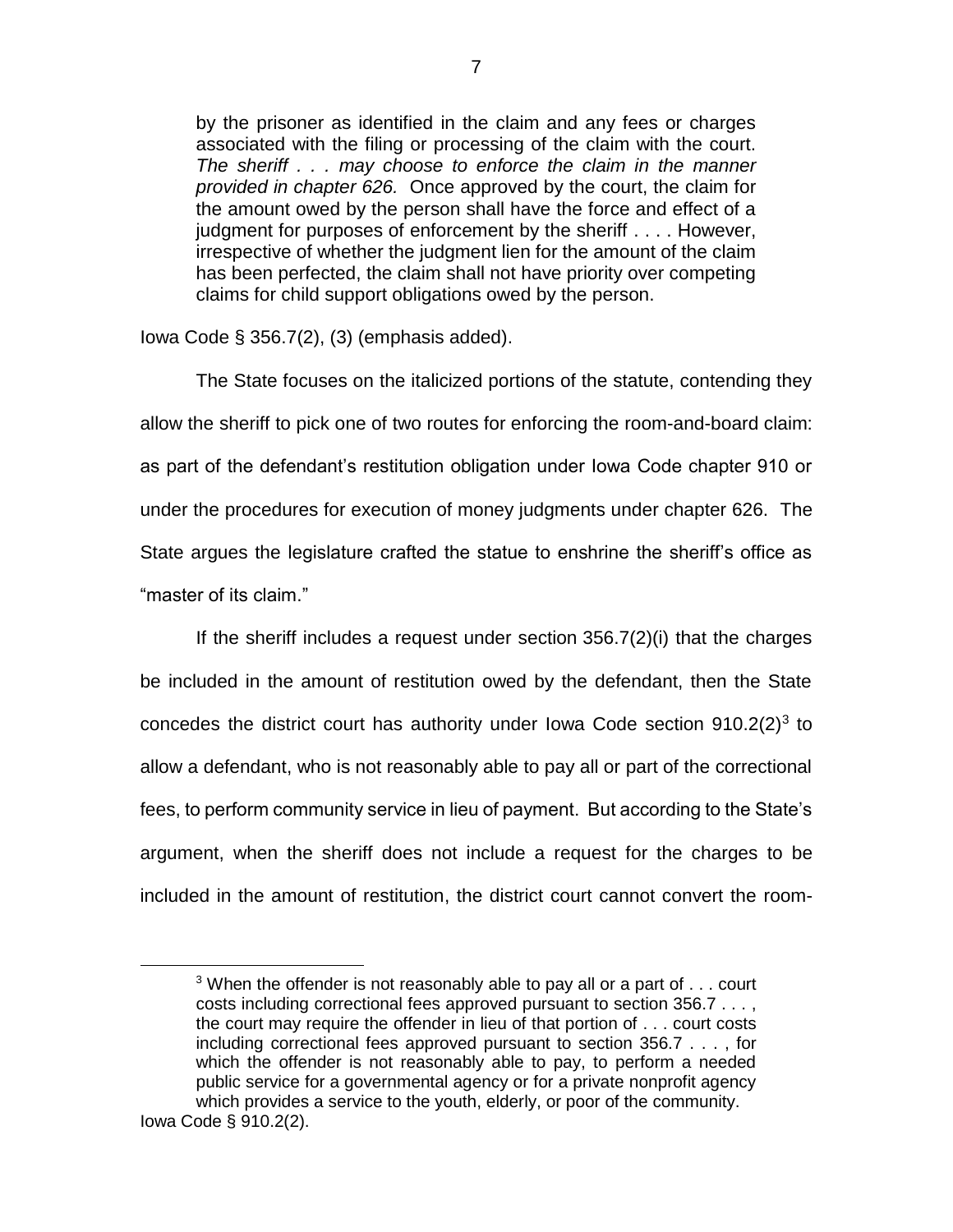> by the prisoner as identified in the claim and any fees or charges associated with the filing or processing of the claim with the court. *The sheriff . . . may choose to enforce the claim in the manner provided in chapter 626.* Once approved by the court, the claim for the amount owed by the person shall have the force and effect of a judgment for purposes of enforcement by the sheriff . . . . However, irrespective of whether the judgment lien for the amount of the claim has been perfected, the claim shall not have priority over competing claims for child support obligations owed by the person.

Iowa Code § 356.7(2), (3) (emphasis added).

The State focuses on the italicized portions of the statute, contending they allow the sheriff to pick one of two routes for enforcing the room-and-board claim: as part of the defendant's restitution obligation under Iowa Code chapter 910 or under the procedures for execution of money judgments under chapter 626. The State argues the legislature crafted the statue to enshrine the sheriff's office as "master of its claim."

If the sheriff includes a request under section 356.7(2)(i) that the charges be included in the amount of restitution owed by the defendant, then the State concedes the district court has authority under Iowa Code section 910.2(2)[3] to allow a defendant, who is not reasonably able to pay all or part of the correctional fees, to perform community service in lieu of payment. But according to the State's argument, when the sheriff does not include a request for the charges to be included in the amount of restitution, the district court cannot convert the room-

---

[3] When the offender is not reasonably able to pay all or a part of . . . court costs including correctional fees approved pursuant to section 356.7 . . . , the court may require the offender in lieu of that portion of . . . court costs including correctional fees approved pursuant to section 356.7 . . . , for which the offender is not reasonably able to pay, to perform a needed public service for a governmental agency or for a private nonprofit agency which provides a service to the youth, elderly, or poor of the community.

Iowa Code § 910.2(2).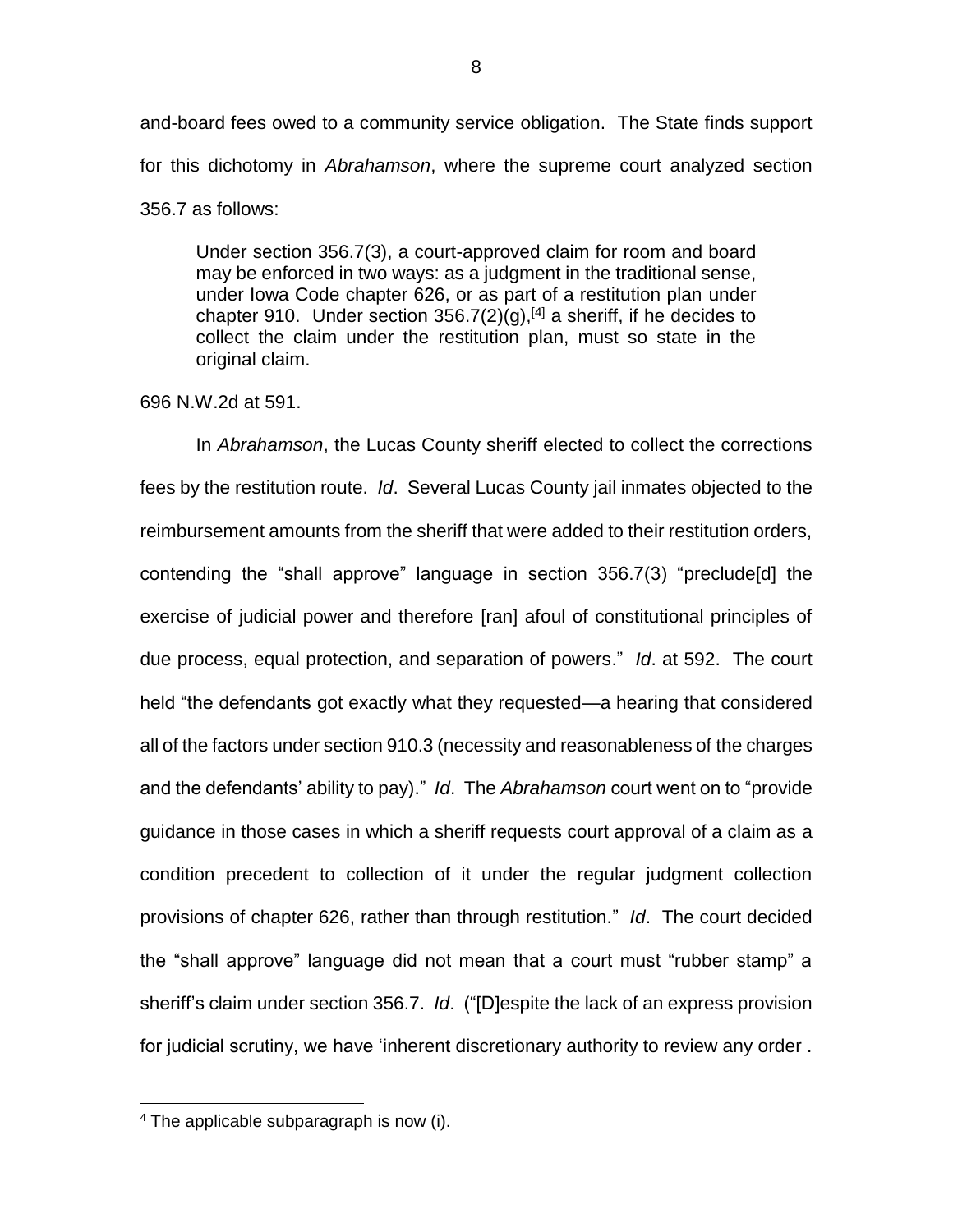and-board fees owed to a community service obligation. The State finds support for this dichotomy in *Abrahamson*, where the supreme court analyzed section 356.7 as follows:

> Under section 356.7(3), a court-approved claim for room and board may be enforced in two ways: as a judgment in the traditional sense, under Iowa Code chapter 626, or as part of a restitution plan under chapter 910. Under section 356.7(2)(g),[4] a sheriff, if he decides to collect the claim under the restitution plan, must so state in the original claim.

696 N.W.2d at 591.

In *Abrahamson*, the Lucas County sheriff elected to collect the corrections fees by the restitution route. *Id*. Several Lucas County jail inmates objected to the reimbursement amounts from the sheriff that were added to their restitution orders, contending the "shall approve" language in section 356.7(3) "preclude[d] the exercise of judicial power and therefore [ran] afoul of constitutional principles of due process, equal protection, and separation of powers." *Id*. at 592. The court held "the defendants got exactly what they requested—a hearing that considered all of the factors under section 910.3 (necessity and reasonableness of the charges and the defendants' ability to pay)." *Id*. The *Abrahamson* court went on to "provide guidance in those cases in which a sheriff requests court approval of a claim as a condition precedent to collection of it under the regular judgment collection provisions of chapter 626, rather than through restitution." *Id*. The court decided the "shall approve" language did not mean that a court must "rubber stamp" a sheriff's claim under section 356.7. *Id*. ("[D]espite the lack of an express provision for judicial scrutiny, we have 'inherent discretionary authority to review any order .

---

[4] The applicable subparagraph is now (i).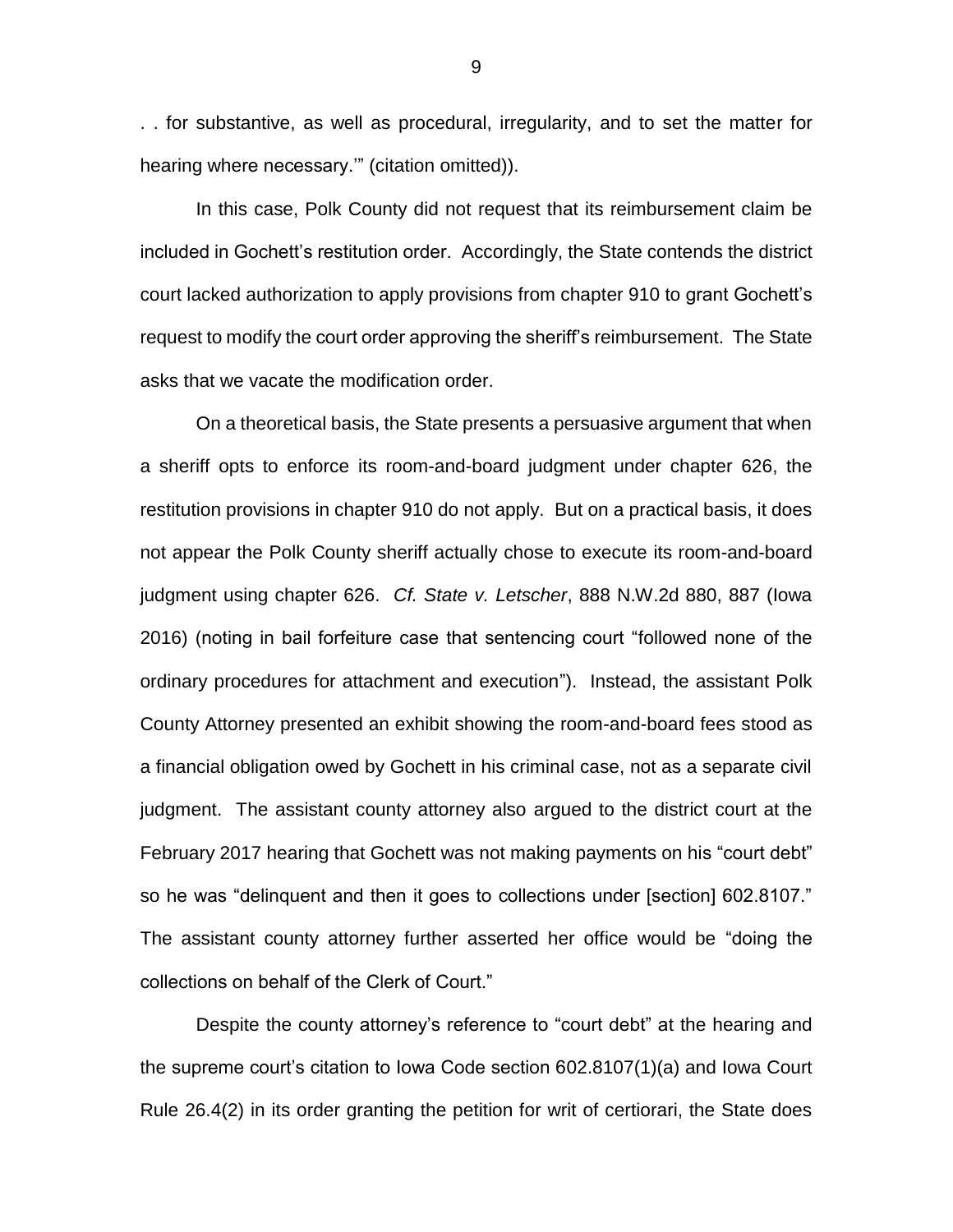. . for substantive, as well as procedural, irregularity, and to set the matter for hearing where necessary.'" (citation omitted)).

In this case, Polk County did not request that its reimbursement claim be included in Gochett's restitution order. Accordingly, the State contends the district court lacked authorization to apply provisions from chapter 910 to grant Gochett's request to modify the court order approving the sheriff's reimbursement. The State asks that we vacate the modification order.

On a theoretical basis, the State presents a persuasive argument that when a sheriff opts to enforce its room-and-board judgment under chapter 626, the restitution provisions in chapter 910 do not apply. But on a practical basis, it does not appear the Polk County sheriff actually chose to execute its room-and-board judgment using chapter 626. *Cf. State v. Letscher*, 888 N.W.2d 880, 887 (Iowa 2016) (noting in bail forfeiture case that sentencing court "followed none of the ordinary procedures for attachment and execution"). Instead, the assistant Polk County Attorney presented an exhibit showing the room-and-board fees stood as a financial obligation owed by Gochett in his criminal case, not as a separate civil judgment. The assistant county attorney also argued to the district court at the February 2017 hearing that Gochett was not making payments on his "court debt" so he was "delinquent and then it goes to collections under [section] 602.8107." The assistant county attorney further asserted her office would be "doing the collections on behalf of the Clerk of Court."

Despite the county attorney's reference to "court debt" at the hearing and the supreme court's citation to Iowa Code section 602.8107(1)(a) and Iowa Court Rule 26.4(2) in its order granting the petition for writ of certiorari, the State does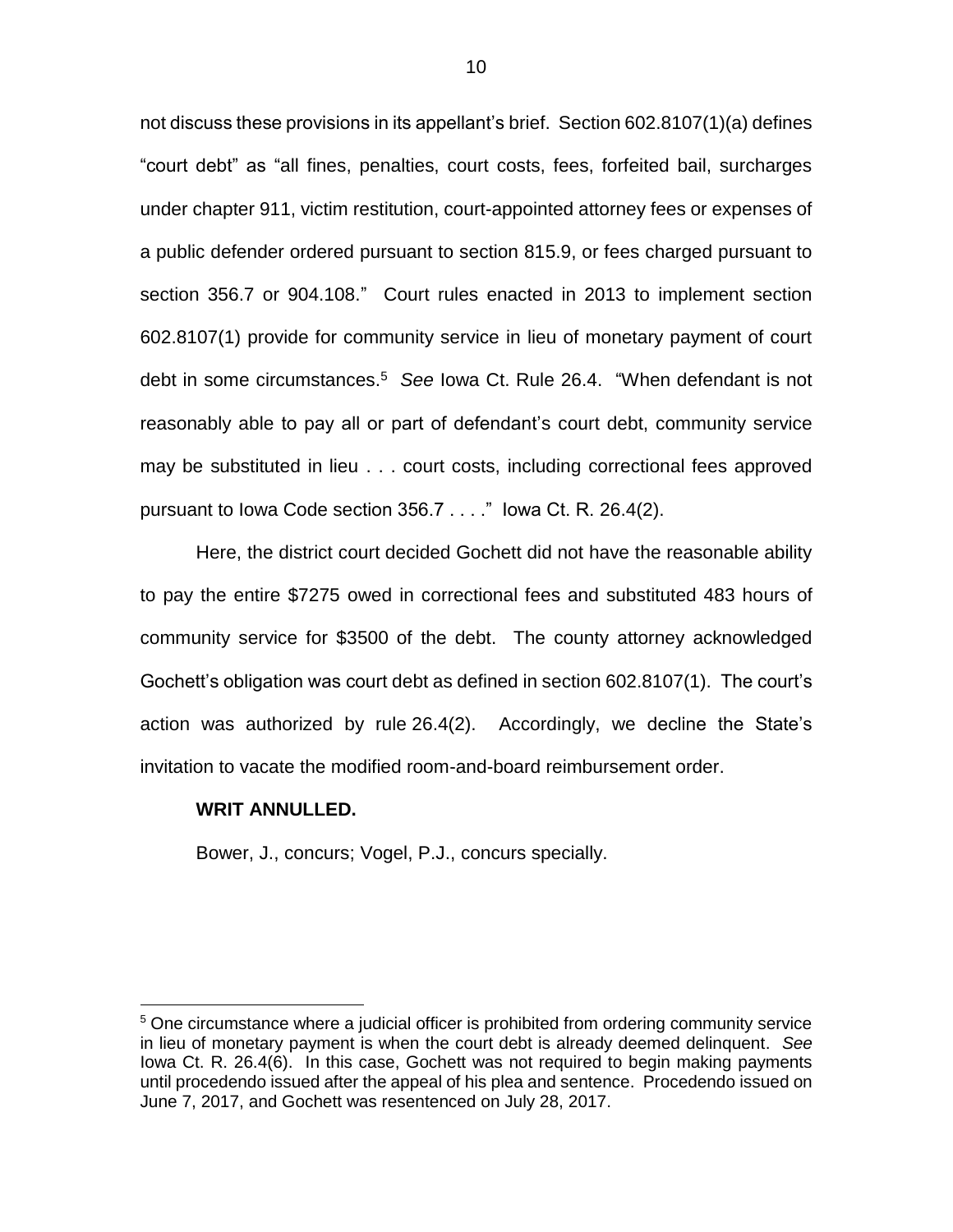not discuss these provisions in its appellant's brief. Section 602.8107(1)(a) defines "court debt" as "all fines, penalties, court costs, fees, forfeited bail, surcharges under chapter 911, victim restitution, court-appointed attorney fees or expenses of a public defender ordered pursuant to section 815.9, or fees charged pursuant to section 356.7 or 904.108." Court rules enacted in 2013 to implement section 602.8107(1) provide for community service in lieu of monetary payment of court debt in some circumstances.[5] *See* Iowa Ct. Rule 26.4. "When defendant is not reasonably able to pay all or part of defendant's court debt, community service may be substituted in lieu . . . court costs, including correctional fees approved pursuant to Iowa Code section 356.7 . . . ." Iowa Ct. R. 26.4(2).

Here, the district court decided Gochett did not have the reasonable ability to pay the entire $7275 owed in correctional fees and substituted 483 hours of community service for $3500 of the debt. The county attorney acknowledged Gochett's obligation was court debt as defined in section 602.8107(1). The court's action was authorized by rule 26.4(2). Accordingly, we decline the State's invitation to vacate the modified room-and-board reimbursement order.

**WRIT ANNULLED.**

Bower, J., concurs; Vogel, P.J., concurs specially.

---

[5] One circumstance where a judicial officer is prohibited from ordering community service in lieu of monetary payment is when the court debt is already deemed delinquent. *See* Iowa Ct. R. 26.4(6). In this case, Gochett was not required to begin making payments until procedendo issued after the appeal of his plea and sentence. Procedendo issued on June 7, 2017, and Gochett was resentenced on July 28, 2017.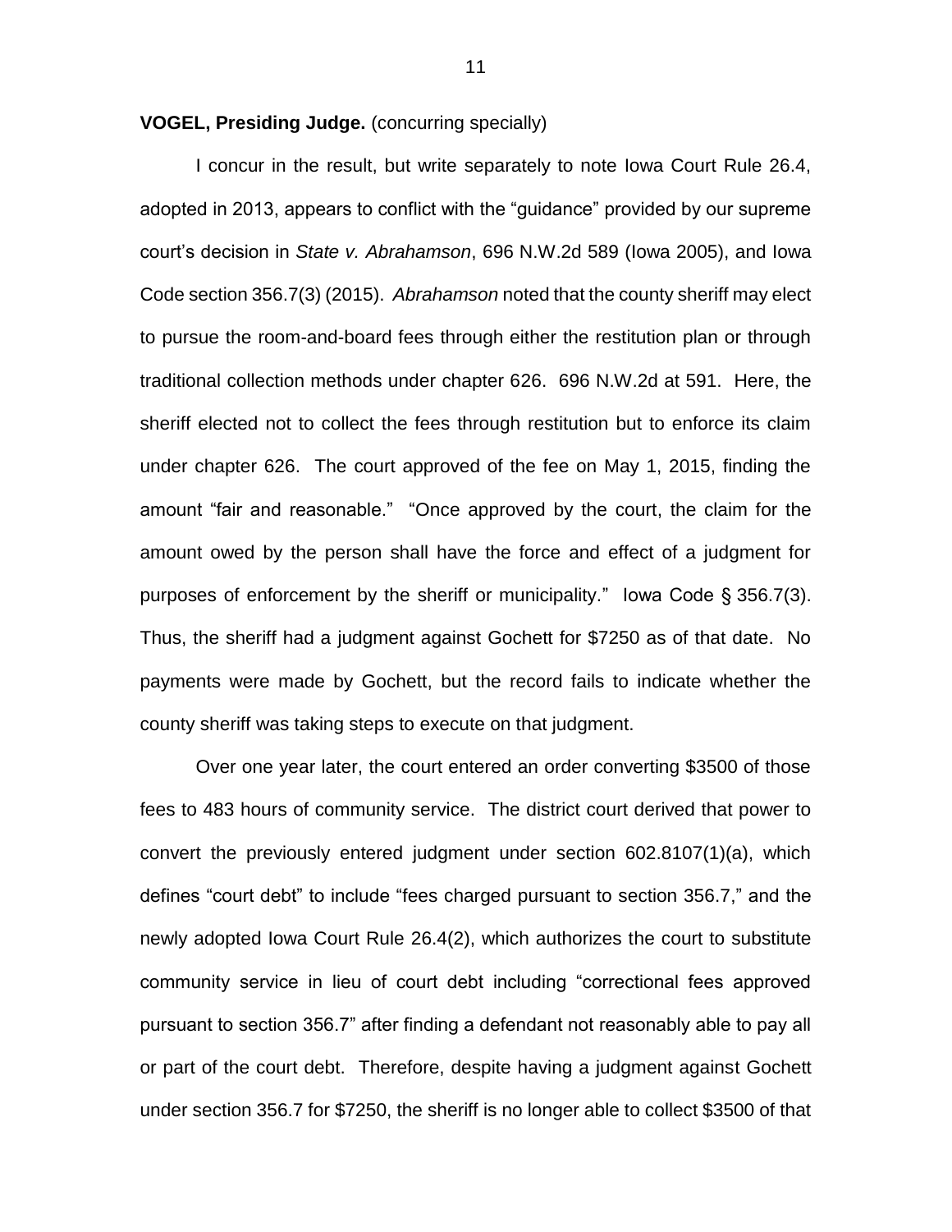**VOGEL, Presiding Judge.** (concurring specially)

I concur in the result, but write separately to note Iowa Court Rule 26.4, adopted in 2013, appears to conflict with the "guidance" provided by our supreme court's decision in *State v. Abrahamson*, 696 N.W.2d 589 (Iowa 2005), and Iowa Code section 356.7(3) (2015). *Abrahamson* noted that the county sheriff may elect to pursue the room-and-board fees through either the restitution plan or through traditional collection methods under chapter 626. 696 N.W.2d at 591. Here, the sheriff elected not to collect the fees through restitution but to enforce its claim under chapter 626. The court approved of the fee on May 1, 2015, finding the amount "fair and reasonable." "Once approved by the court, the claim for the amount owed by the person shall have the force and effect of a judgment for purposes of enforcement by the sheriff or municipality." Iowa Code § 356.7(3). Thus, the sheriff had a judgment against Gochett for $7250 as of that date. No payments were made by Gochett, but the record fails to indicate whether the county sheriff was taking steps to execute on that judgment.

Over one year later, the court entered an order converting $3500 of those fees to 483 hours of community service. The district court derived that power to convert the previously entered judgment under section 602.8107(1)(a), which defines "court debt" to include "fees charged pursuant to section 356.7," and the newly adopted Iowa Court Rule 26.4(2), which authorizes the court to substitute community service in lieu of court debt including "correctional fees approved pursuant to section 356.7" after finding a defendant not reasonably able to pay all or part of the court debt. Therefore, despite having a judgment against Gochett under section 356.7 for $7250, the sheriff is no longer able to collect $3500 of that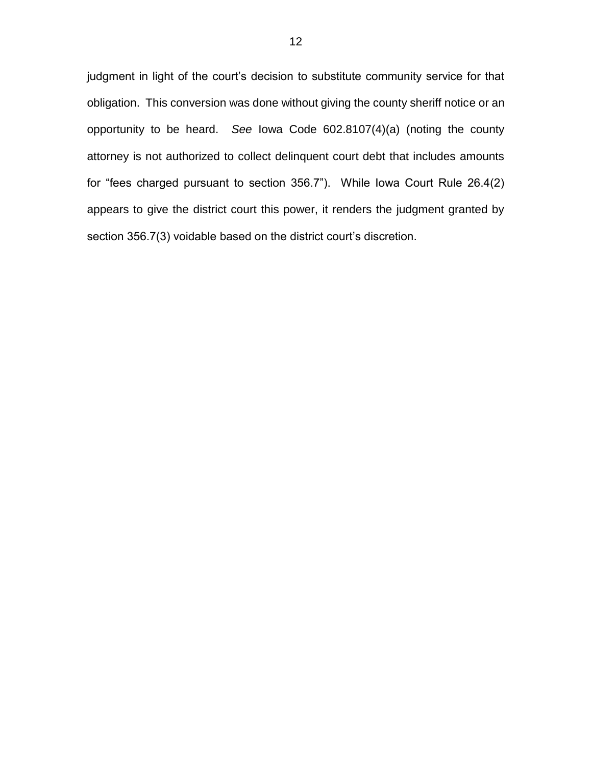judgment in light of the court's decision to substitute community service for that obligation. This conversion was done without giving the county sheriff notice or an opportunity to be heard. *See* Iowa Code 602.8107(4)(a) (noting the county attorney is not authorized to collect delinquent court debt that includes amounts for "fees charged pursuant to section 356.7"). While Iowa Court Rule 26.4(2) appears to give the district court this power, it renders the judgment granted by section 356.7(3) voidable based on the district court's discretion.